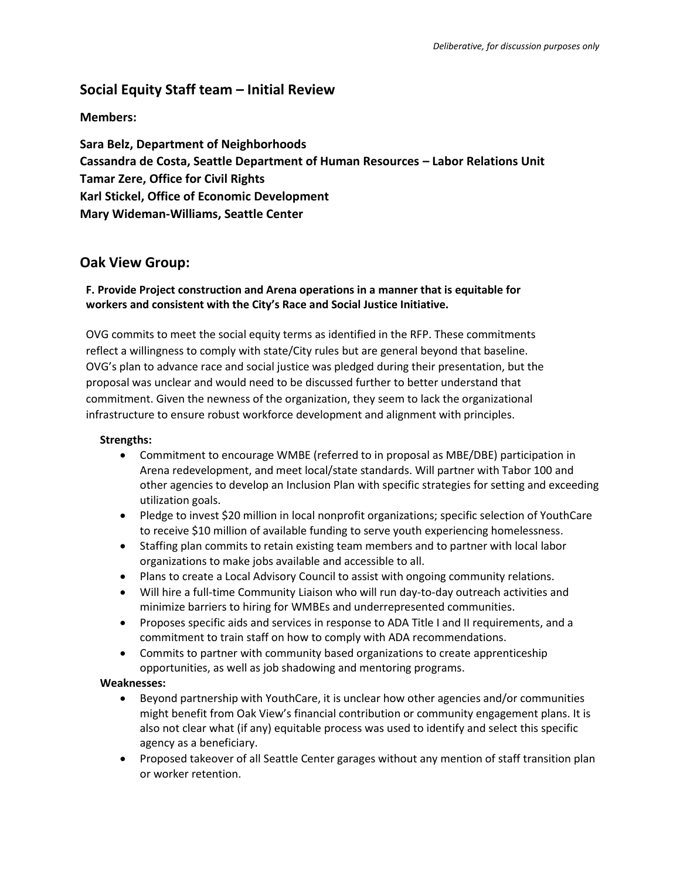*Deliberative, for discussion purposes only*

## Social Equity Staff team – Initial Review

**Members:**

**Sara Belz, Department of Neighborhoods**
**Cassandra de Costa, Seattle Department of Human Resources – Labor Relations Unit**
**Tamar Zere, Office for Civil Rights**
**Karl Stickel, Office of Economic Development**
**Mary Wideman-Williams, Seattle Center**

## Oak View Group:

**F. Provide Project construction and Arena operations in a manner that is equitable for workers and consistent with the City's Race and Social Justice Initiative.**

OVG commits to meet the social equity terms as identified in the RFP. These commitments reflect a willingness to comply with state/City rules but are general beyond that baseline. OVG's plan to advance race and social justice was pledged during their presentation, but the proposal was unclear and would need to be discussed further to better understand that commitment. Given the newness of the organization, they seem to lack the organizational infrastructure to ensure robust workforce development and alignment with principles.

**Strengths:**

- Commitment to encourage WMBE (referred to in proposal as MBE/DBE) participation in Arena redevelopment, and meet local/state standards. Will partner with Tabor 100 and other agencies to develop an Inclusion Plan with specific strategies for setting and exceeding utilization goals.
- Pledge to invest $20 million in local nonprofit organizations; specific selection of YouthCare to receive $10 million of available funding to serve youth experiencing homelessness.
- Staffing plan commits to retain existing team members and to partner with local labor organizations to make jobs available and accessible to all.
- Plans to create a Local Advisory Council to assist with ongoing community relations.
- Will hire a full-time Community Liaison who will run day-to-day outreach activities and minimize barriers to hiring for WMBEs and underrepresented communities.
- Proposes specific aids and services in response to ADA Title I and II requirements, and a commitment to train staff on how to comply with ADA recommendations.
- Commits to partner with community based organizations to create apprenticeship opportunities, as well as job shadowing and mentoring programs.

**Weaknesses:**

- Beyond partnership with YouthCare, it is unclear how other agencies and/or communities might benefit from Oak View's financial contribution or community engagement plans. It is also not clear what (if any) equitable process was used to identify and select this specific agency as a beneficiary.
- Proposed takeover of all Seattle Center garages without any mention of staff transition plan or worker retention.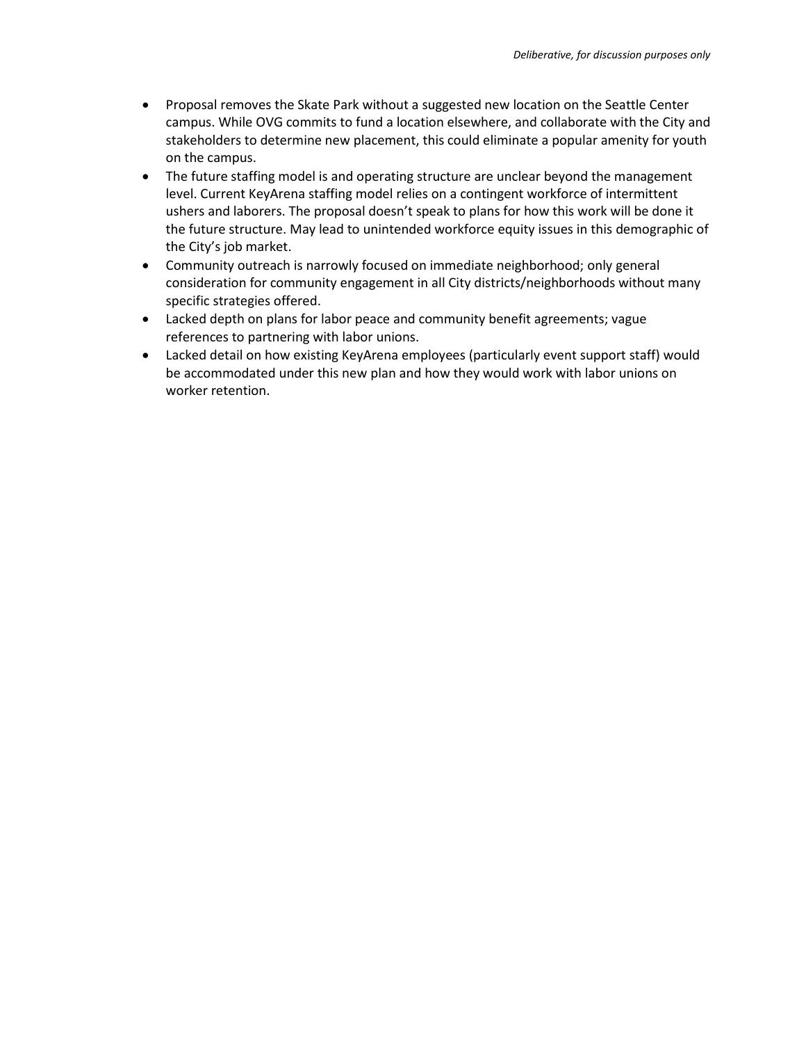- Proposal removes the Skate Park without a suggested new location on the Seattle Center campus. While OVG commits to fund a location elsewhere, and collaborate with the City and stakeholders to determine new placement, this could eliminate a popular amenity for youth on the campus.
- The future staffing model is and operating structure are unclear beyond the management level. Current KeyArena staffing model relies on a contingent workforce of intermittent ushers and laborers. The proposal doesn't speak to plans for how this work will be done it the future structure. May lead to unintended workforce equity issues in this demographic of the City's job market.
- Community outreach is narrowly focused on immediate neighborhood; only general consideration for community engagement in all City districts/neighborhoods without many specific strategies offered.
- Lacked depth on plans for labor peace and community benefit agreements; vague references to partnering with labor unions.
- Lacked detail on how existing KeyArena employees (particularly event support staff) would be accommodated under this new plan and how they would work with labor unions on worker retention.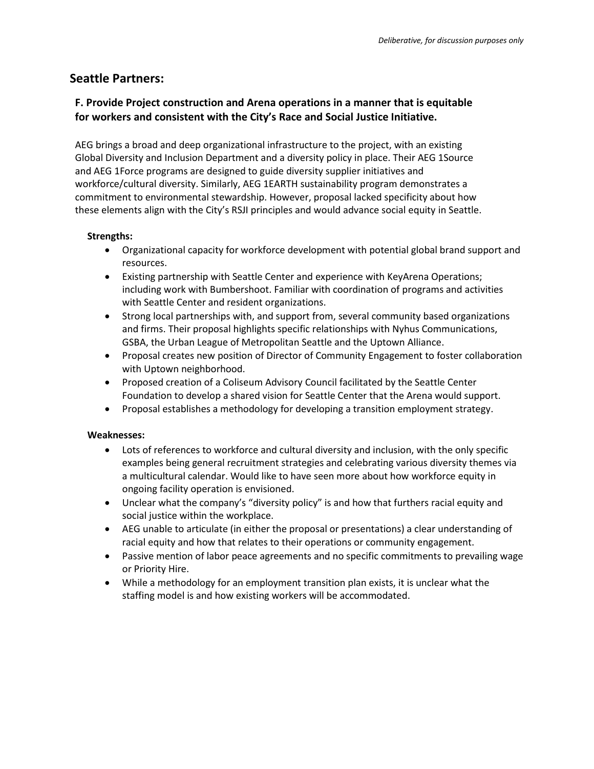## Seattle Partners:

### F. Provide Project construction and Arena operations in a manner that is equitable for workers and consistent with the City's Race and Social Justice Initiative.

AEG brings a broad and deep organizational infrastructure to the project, with an existing Global Diversity and Inclusion Department and a diversity policy in place. Their AEG 1Source and AEG 1Force programs are designed to guide diversity supplier initiatives and workforce/cultural diversity. Similarly, AEG 1EARTH sustainability program demonstrates a commitment to environmental stewardship. However, proposal lacked specificity about how these elements align with the City's RSJI principles and would advance social equity in Seattle.

**Strengths:**

- Organizational capacity for workforce development with potential global brand support and resources.
- Existing partnership with Seattle Center and experience with KeyArena Operations; including work with Bumbershoot. Familiar with coordination of programs and activities with Seattle Center and resident organizations.
- Strong local partnerships with, and support from, several community based organizations and firms. Their proposal highlights specific relationships with Nyhus Communications, GSBA, the Urban League of Metropolitan Seattle and the Uptown Alliance.
- Proposal creates new position of Director of Community Engagement to foster collaboration with Uptown neighborhood.
- Proposed creation of a Coliseum Advisory Council facilitated by the Seattle Center Foundation to develop a shared vision for Seattle Center that the Arena would support.
- Proposal establishes a methodology for developing a transition employment strategy.

**Weaknesses:**

- Lots of references to workforce and cultural diversity and inclusion, with the only specific examples being general recruitment strategies and celebrating various diversity themes via a multicultural calendar. Would like to have seen more about how workforce equity in ongoing facility operation is envisioned.
- Unclear what the company's "diversity policy" is and how that furthers racial equity and social justice within the workplace.
- AEG unable to articulate (in either the proposal or presentations) a clear understanding of racial equity and how that relates to their operations or community engagement.
- Passive mention of labor peace agreements and no specific commitments to prevailing wage or Priority Hire.
- While a methodology for an employment transition plan exists, it is unclear what the staffing model is and how existing workers will be accommodated.